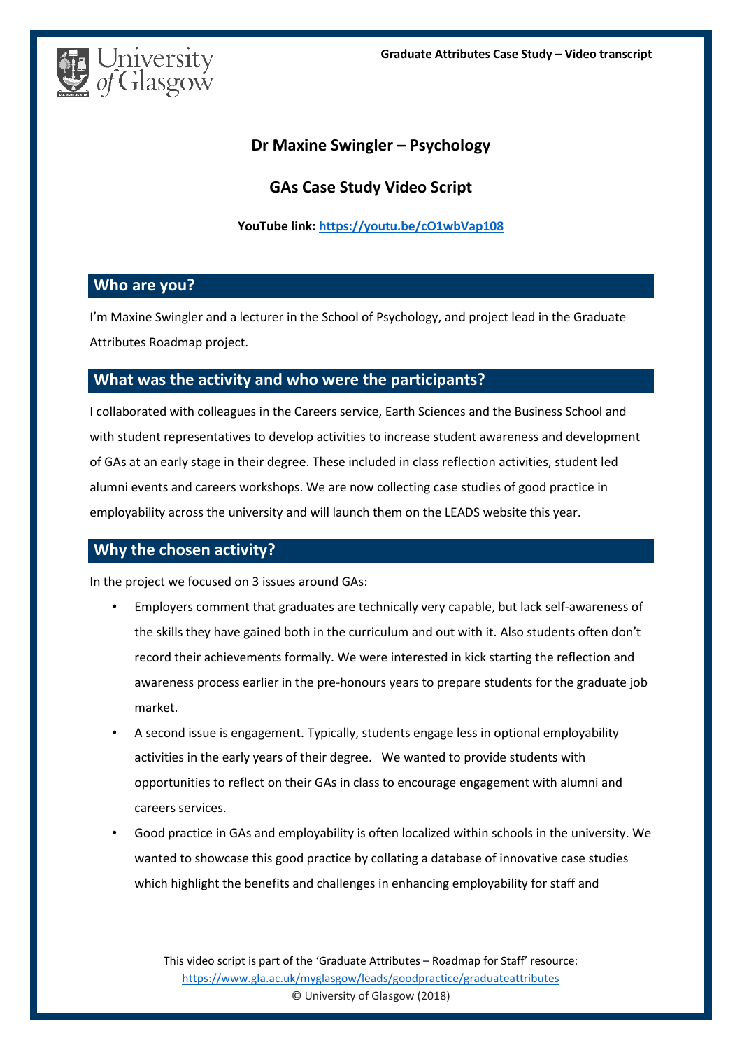# Dr Maxine Swingler – Psychology

## GAs Case Study Video Script

**YouTube link: [https://youtu.be/cO1wbVap108](https://youtu.be/cO1wbVap108)**

## Who are you?

I'm Maxine Swingler and a lecturer in the School of Psychology, and project lead in the Graduate Attributes Roadmap project.

## What was the activity and who were the participants?

I collaborated with colleagues in the Careers service, Earth Sciences and the Business School and with student representatives to develop activities to increase student awareness and development of GAs at an early stage in their degree. These included in class reflection activities, student led alumni events and careers workshops. We are now collecting case studies of good practice in employability across the university and will launch them on the LEADS website this year.

## Why the chosen activity?

In the project we focused on 3 issues around GAs:

- Employers comment that graduates are technically very capable, but lack self-awareness of the skills they have gained both in the curriculum and out with it. Also students often don't record their achievements formally. We were interested in kick starting the reflection and awareness process earlier in the pre-honours years to prepare students for the graduate job market.
- A second issue is engagement. Typically, students engage less in optional employability activities in the early years of their degree. We wanted to provide students with opportunities to reflect on their GAs in class to encourage engagement with alumni and careers services.
- Good practice in GAs and employability is often localized within schools in the university. We wanted to showcase this good practice by collating a database of innovative case studies which highlight the benefits and challenges in enhancing employability for staff and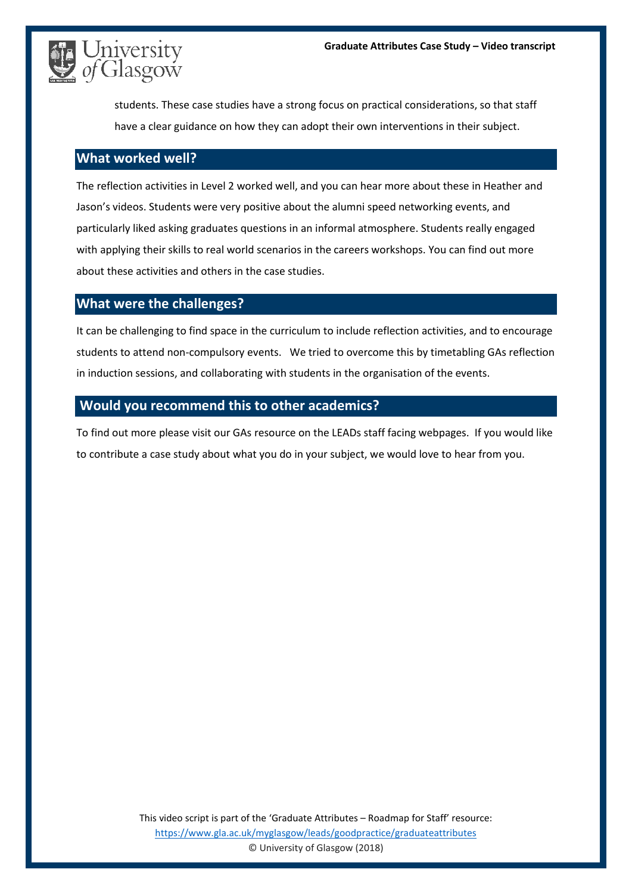students. These case studies have a strong focus on practical considerations, so that staff have a clear guidance on how they can adopt their own interventions in their subject.

## What worked well?

The reflection activities in Level 2 worked well, and you can hear more about these in Heather and Jason's videos. Students were very positive about the alumni speed networking events, and particularly liked asking graduates questions in an informal atmosphere. Students really engaged with applying their skills to real world scenarios in the careers workshops. You can find out more about these activities and others in the case studies.

## What were the challenges?

It can be challenging to find space in the curriculum to include reflection activities, and to encourage students to attend non-compulsory events. We tried to overcome this by timetabling GAs reflection in induction sessions, and collaborating with students in the organisation of the events.

## Would you recommend this to other academics?

To find out more please visit our GAs resource on the LEADs staff facing webpages. If you would like to contribute a case study about what you do in your subject, we would love to hear from you.

This video script is part of the 'Graduate Attributes – Roadmap for Staff' resource:
https://www.gla.ac.uk/myglasgow/leads/goodpractice/graduateattributes
© University of Glasgow (2018)